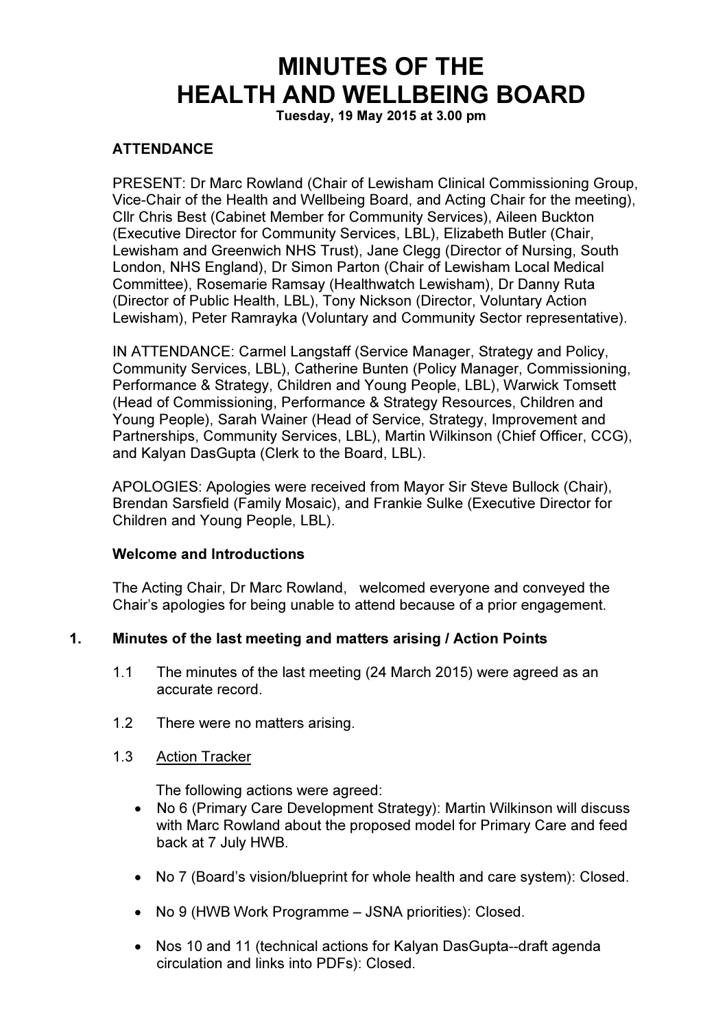# MINUTES OF THE HEALTH AND WELLBEING BOARD

**Tuesday, 19 May 2015 at 3.00 pm**

**ATTENDANCE**

PRESENT: Dr Marc Rowland (Chair of Lewisham Clinical Commissioning Group, Vice-Chair of the Health and Wellbeing Board, and Acting Chair for the meeting), Cllr Chris Best (Cabinet Member for Community Services), Aileen Buckton (Executive Director for Community Services, LBL), Elizabeth Butler (Chair, Lewisham and Greenwich NHS Trust), Jane Clegg (Director of Nursing, South London, NHS England), Dr Simon Parton (Chair of Lewisham Local Medical Committee), Rosemarie Ramsay (Healthwatch Lewisham), Dr Danny Ruta (Director of Public Health, LBL), Tony Nickson (Director, Voluntary Action Lewisham), Peter Ramrayka (Voluntary and Community Sector representative).

IN ATTENDANCE: Carmel Langstaff (Service Manager, Strategy and Policy, Community Services, LBL), Catherine Bunten (Policy Manager, Commissioning, Performance & Strategy, Children and Young People, LBL), Warwick Tomsett (Head of Commissioning, Performance & Strategy Resources, Children and Young People), Sarah Wainer (Head of Service, Strategy, Improvement and Partnerships, Community Services, LBL), Martin Wilkinson (Chief Officer, CCG), and Kalyan DasGupta (Clerk to the Board, LBL).

APOLOGIES: Apologies were received from Mayor Sir Steve Bullock (Chair), Brendan Sarsfield (Family Mosaic), and Frankie Sulke (Executive Director for Children and Young People, LBL).

**Welcome and Introductions**

The Acting Chair, Dr Marc Rowland, welcomed everyone and conveyed the Chair's apologies for being unable to attend because of a prior engagement.

## 1. Minutes of the last meeting and matters arising / Action Points

1.1 The minutes of the last meeting (24 March 2015) were agreed as an accurate record.

1.2 There were no matters arising.

1.3 Action Tracker

The following actions were agreed:

- No 6 (Primary Care Development Strategy): Martin Wilkinson will discuss with Marc Rowland about the proposed model for Primary Care and feed back at 7 July HWB.
- No 7 (Board's vision/blueprint for whole health and care system): Closed.
- No 9 (HWB Work Programme – JSNA priorities): Closed.
- Nos 10 and 11 (technical actions for Kalyan DasGupta--draft agenda circulation and links into PDFs): Closed.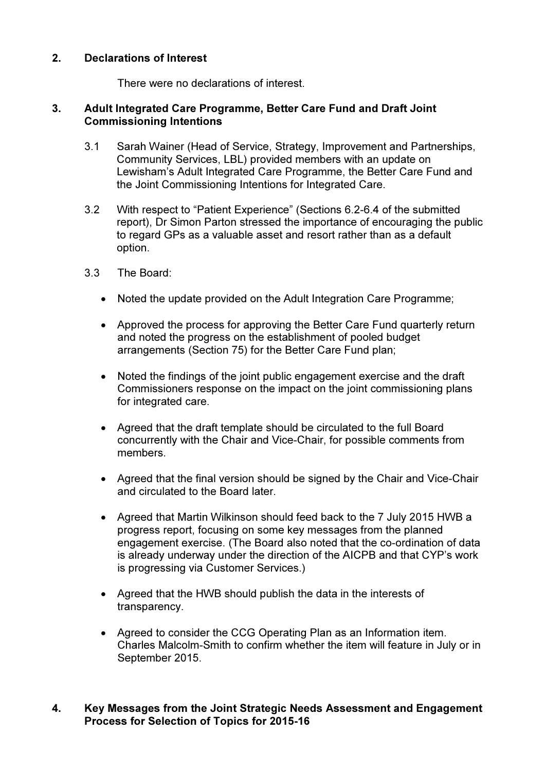## 2. Declarations of Interest

There were no declarations of interest.

## 3. Adult Integrated Care Programme, Better Care Fund and Draft Joint Commissioning Intentions

3.1 Sarah Wainer (Head of Service, Strategy, Improvement and Partnerships, Community Services, LBL) provided members with an update on Lewisham's Adult Integrated Care Programme, the Better Care Fund and the Joint Commissioning Intentions for Integrated Care.

3.2 With respect to "Patient Experience" (Sections 6.2-6.4 of the submitted report), Dr Simon Parton stressed the importance of encouraging the public to regard GPs as a valuable asset and resort rather than as a default option.

3.3 The Board:

- Noted the update provided on the Adult Integration Care Programme;
- Approved the process for approving the Better Care Fund quarterly return and noted the progress on the establishment of pooled budget arrangements (Section 75) for the Better Care Fund plan;
- Noted the findings of the joint public engagement exercise and the draft Commissioners response on the impact on the joint commissioning plans for integrated care.
- Agreed that the draft template should be circulated to the full Board concurrently with the Chair and Vice-Chair, for possible comments from members.
- Agreed that the final version should be signed by the Chair and Vice-Chair and circulated to the Board later.
- Agreed that Martin Wilkinson should feed back to the 7 July 2015 HWB a progress report, focusing on some key messages from the planned engagement exercise. (The Board also noted that the co-ordination of data is already underway under the direction of the AICPB and that CYP's work is progressing via Customer Services.)
- Agreed that the HWB should publish the data in the interests of transparency.
- Agreed to consider the CCG Operating Plan as an Information item. Charles Malcolm-Smith to confirm whether the item will feature in July or in September 2015.

## 4. Key Messages from the Joint Strategic Needs Assessment and Engagement Process for Selection of Topics for 2015-16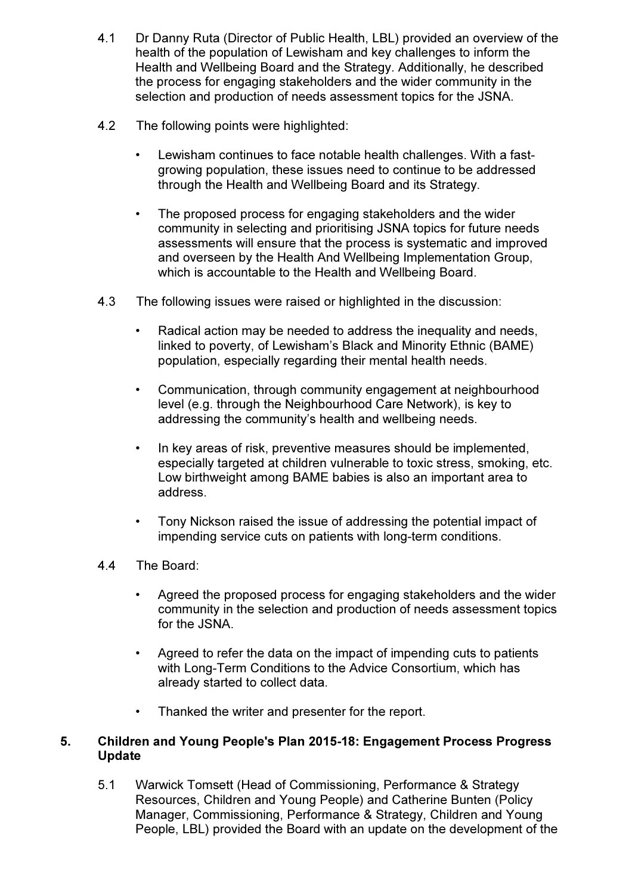4.1 Dr Danny Ruta (Director of Public Health, LBL) provided an overview of the health of the population of Lewisham and key challenges to inform the Health and Wellbeing Board and the Strategy. Additionally, he described the process for engaging stakeholders and the wider community in the selection and production of needs assessment topics for the JSNA.

4.2 The following points were highlighted:

- Lewisham continues to face notable health challenges. With a fast-growing population, these issues need to continue to be addressed through the Health and Wellbeing Board and its Strategy.
- The proposed process for engaging stakeholders and the wider community in selecting and prioritising JSNA topics for future needs assessments will ensure that the process is systematic and improved and overseen by the Health And Wellbeing Implementation Group, which is accountable to the Health and Wellbeing Board.

4.3 The following issues were raised or highlighted in the discussion:

- Radical action may be needed to address the inequality and needs, linked to poverty, of Lewisham's Black and Minority Ethnic (BAME) population, especially regarding their mental health needs.
- Communication, through community engagement at neighbourhood level (e.g. through the Neighbourhood Care Network), is key to addressing the community's health and wellbeing needs.
- In key areas of risk, preventive measures should be implemented, especially targeted at children vulnerable to toxic stress, smoking, etc. Low birthweight among BAME babies is also an important area to address.
- Tony Nickson raised the issue of addressing the potential impact of impending service cuts on patients with long-term conditions.

4.4 The Board:

- Agreed the proposed process for engaging stakeholders and the wider community in the selection and production of needs assessment topics for the JSNA.
- Agreed to refer the data on the impact of impending cuts to patients with Long-Term Conditions to the Advice Consortium, which has already started to collect data.
- Thanked the writer and presenter for the report.

## 5. Children and Young People's Plan 2015-18: Engagement Process Progress Update

5.1 Warwick Tomsett (Head of Commissioning, Performance & Strategy Resources, Children and Young People) and Catherine Bunten (Policy Manager, Commissioning, Performance & Strategy, Children and Young People, LBL) provided the Board with an update on the development of the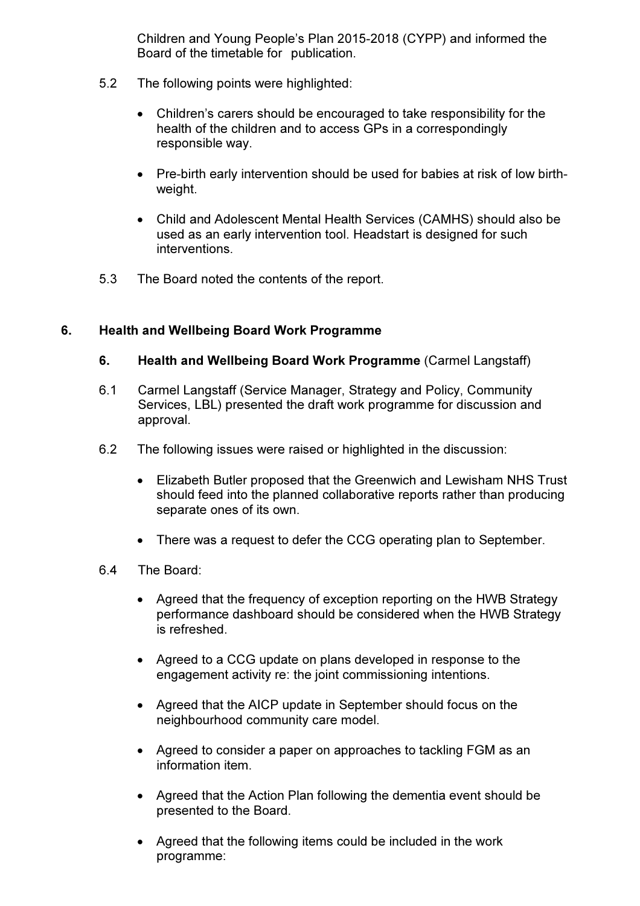Children and Young People's Plan 2015-2018 (CYPP) and informed the Board of the timetable for publication.

5.2 The following points were highlighted:

- Children's carers should be encouraged to take responsibility for the health of the children and to access GPs in a correspondingly responsible way.
- Pre-birth early intervention should be used for babies at risk of low birth-weight.
- Child and Adolescent Mental Health Services (CAMHS) should also be used as an early intervention tool. Headstart is designed for such interventions.

5.3 The Board noted the contents of the report.

## 6. Health and Wellbeing Board Work Programme

**6. Health and Wellbeing Board Work Programme** (Carmel Langstaff)

6.1 Carmel Langstaff (Service Manager, Strategy and Policy, Community Services, LBL) presented the draft work programme for discussion and approval.

6.2 The following issues were raised or highlighted in the discussion:

- Elizabeth Butler proposed that the Greenwich and Lewisham NHS Trust should feed into the planned collaborative reports rather than producing separate ones of its own.
- There was a request to defer the CCG operating plan to September.

6.4 The Board:

- Agreed that the frequency of exception reporting on the HWB Strategy performance dashboard should be considered when the HWB Strategy is refreshed.
- Agreed to a CCG update on plans developed in response to the engagement activity re: the joint commissioning intentions.
- Agreed that the AICP update in September should focus on the neighbourhood community care model.
- Agreed to consider a paper on approaches to tackling FGM as an information item.
- Agreed that the Action Plan following the dementia event should be presented to the Board.
- Agreed that the following items could be included in the work programme: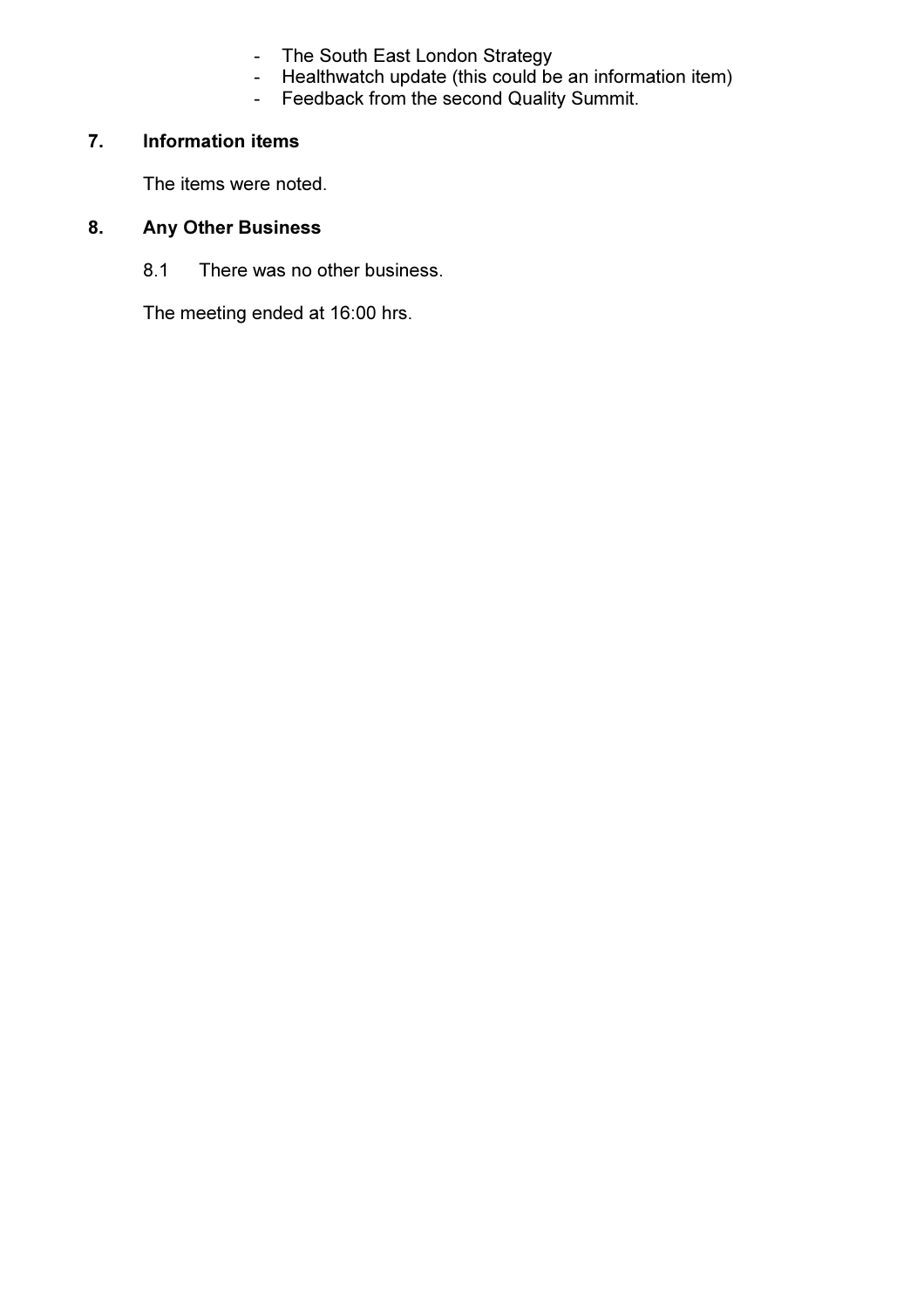- The South East London Strategy
- Healthwatch update (this could be an information item)
- Feedback from the second Quality Summit.

## 7. Information items

The items were noted.

## 8. Any Other Business

8.1 There was no other business.

The meeting ended at 16:00 hrs.